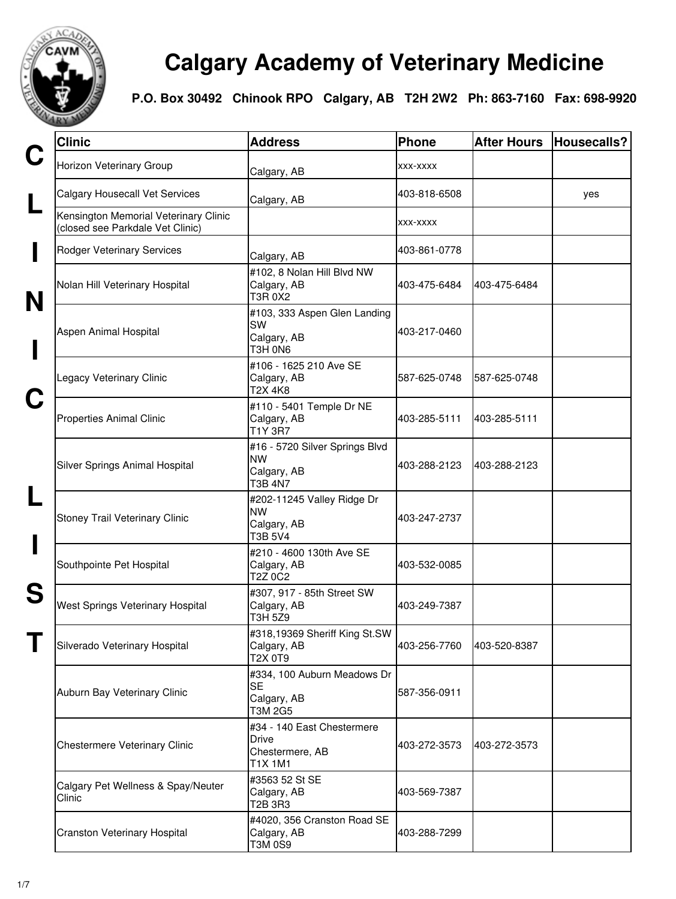# Calgary Academy of Veterinary Medicine

**P.O. Box 30492 Chinook RPO Calgary, AB T2H 2W2 Ph: 863-7160 Fax: 698-9920**

## CLINIC LIST

| Clinic | Address | Phone | After Hours | Housecalls? |
|---|---|---|---|---|
| Horizon Veterinary Group | Calgary, AB | xxx-xxxx | | |
| Calgary Housecall Vet Services | Calgary, AB | 403-818-6508 | | yes |
| Kensington Memorial Veterinary Clinic (closed see Parkdale Vet Clinic) | | xxx-xxxx | | |
| Rodger Veterinary Services | Calgary, AB | 403-861-0778 | | |
| Nolan Hill Veterinary Hospital | #102, 8 Nolan Hill Blvd NW Calgary, AB T3R 0X2 | 403-475-6484 | 403-475-6484 | |
| Aspen Animal Hospital | #103, 333 Aspen Glen Landing SW Calgary, AB T3H 0N6 | 403-217-0460 | | |
| Legacy Veterinary Clinic | #106 - 1625 210 Ave SE Calgary, AB T2X 4K8 | 587-625-0748 | 587-625-0748 | |
| Properties Animal Clinic | #110 - 5401 Temple Dr NE Calgary, AB T1Y 3R7 | 403-285-5111 | 403-285-5111 | |
| Silver Springs Animal Hospital | #16 - 5720 Silver Springs Blvd NW Calgary, AB T3B 4N7 | 403-288-2123 | 403-288-2123 | |
| Stoney Trail Veterinary Clinic | #202-11245 Valley Ridge Dr NW Calgary, AB T3B 5V4 | 403-247-2737 | | |
| Southpointe Pet Hospital | #210 - 4600 130th Ave SE Calgary, AB T2Z 0C2 | 403-532-0085 | | |
| West Springs Veterinary Hospital | #307, 917 - 85th Street SW Calgary, AB T3H 5Z9 | 403-249-7387 | | |
| Silverado Veterinary Hospital | #318,19369 Sheriff King St.SW Calgary, AB T2X 0T9 | 403-256-7760 | 403-520-8387 | |
| Auburn Bay Veterinary Clinic | #334, 100 Auburn Meadows Dr SE Calgary, AB T3M 2G5 | 587-356-0911 | | |
| Chestermere Veterinary Clinic | #34 - 140 East Chestermere Drive Chestermere, AB T1X 1M1 | 403-272-3573 | 403-272-3573 | |
| Calgary Pet Wellness & Spay/Neuter Clinic | #3563 52 St SE Calgary, AB T2B 3R3 | 403-569-7387 | | |
| Cranston Veterinary Hospital | #4020, 356 Cranston Road SE Calgary, AB T3M 0S9 | 403-288-7299 | | |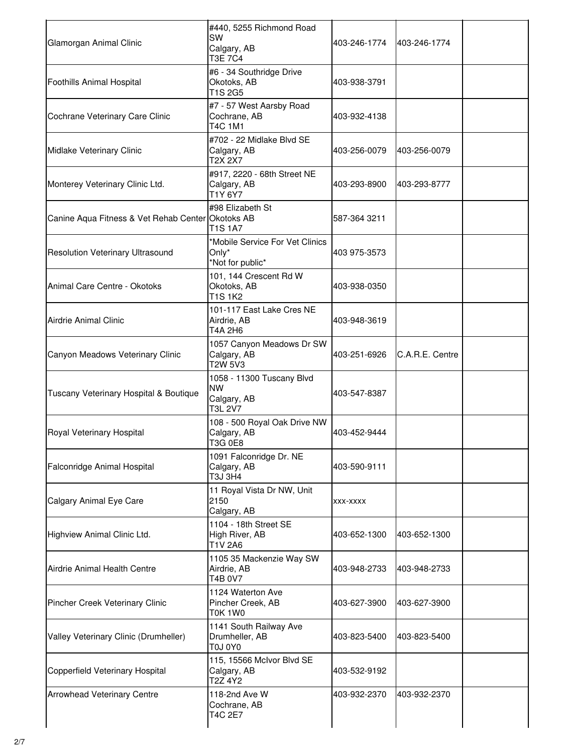| | | | | |
|---|---|---|---|---|
| Glamorgan Animal Clinic | #440, 5255 Richmond Road SW<br>Calgary, AB<br>T3E 7C4 | 403-246-1774 | 403-246-1774 | |
| Foothills Animal Hospital | #6 - 34 Southridge Drive<br>Okotoks, AB<br>T1S 2G5 | 403-938-3791 | | |
| Cochrane Veterinary Care Clinic | #7 - 57 West Aarsby Road<br>Cochrane, AB<br>T4C 1M1 | 403-932-4138 | | |
| Midlake Veterinary Clinic | #702 - 22 Midlake Blvd SE<br>Calgary, AB<br>T2X 2X7 | 403-256-0079 | 403-256-0079 | |
| Monterey Veterinary Clinic Ltd. | #917, 2220 - 68th Street NE<br>Calgary, AB<br>T1Y 6Y7 | 403-293-8900 | 403-293-8777 | |
| Canine Aqua Fitness & Vet Rehab Center | #98 Elizabeth St<br>Okotoks AB<br>T1S 1A7 | 587-364 3211 | | |
| Resolution Veterinary Ultrasound | *Mobile Service For Vet Clinics Only*<br>*Not for public* | 403 975-3573 | | |
| Animal Care Centre - Okotoks | 101, 144 Crescent Rd W<br>Okotoks, AB<br>T1S 1K2 | 403-938-0350 | | |
| Airdrie Animal Clinic | 101-117 East Lake Cres NE<br>Airdrie, AB<br>T4A 2H6 | 403-948-3619 | | |
| Canyon Meadows Veterinary Clinic | 1057 Canyon Meadows Dr SW<br>Calgary, AB<br>T2W 5V3 | 403-251-6926 | C.A.R.E. Centre | |
| Tuscany Veterinary Hospital & Boutique | 1058 - 11300 Tuscany Blvd NW<br>Calgary, AB<br>T3L 2V7 | 403-547-8387 | | |
| Royal Veterinary Hospital | 108 - 500 Royal Oak Drive NW<br>Calgary, AB<br>T3G 0E8 | 403-452-9444 | | |
| Falconridge Animal Hospital | 1091 Falconridge Dr. NE<br>Calgary, AB<br>T3J 3H4 | 403-590-9111 | | |
| Calgary Animal Eye Care | 11 Royal Vista Dr NW, Unit 2150<br>Calgary, AB | xxx-xxxx | | |
| Highview Animal Clinic Ltd. | 1104 - 18th Street SE<br>High River, AB<br>T1V 2A6 | 403-652-1300 | 403-652-1300 | |
| Airdrie Animal Health Centre | 1105 35 Mackenzie Way SW<br>Airdrie, AB<br>T4B 0V7 | 403-948-2733 | 403-948-2733 | |
| Pincher Creek Veterinary Clinic | 1124 Waterton Ave<br>Pincher Creek, AB<br>T0K 1W0 | 403-627-3900 | 403-627-3900 | |
| Valley Veterinary Clinic (Drumheller) | 1141 South Railway Ave<br>Drumheller, AB<br>T0J 0Y0 | 403-823-5400 | 403-823-5400 | |
| Copperfield Veterinary Hospital | 115, 15566 McIvor Blvd SE<br>Calgary, AB<br>T2Z 4Y2 | 403-532-9192 | | |
| Arrowhead Veterinary Centre | 118-2nd Ave W<br>Cochrane, AB<br>T4C 2E7 | 403-932-2370 | 403-932-2370 | |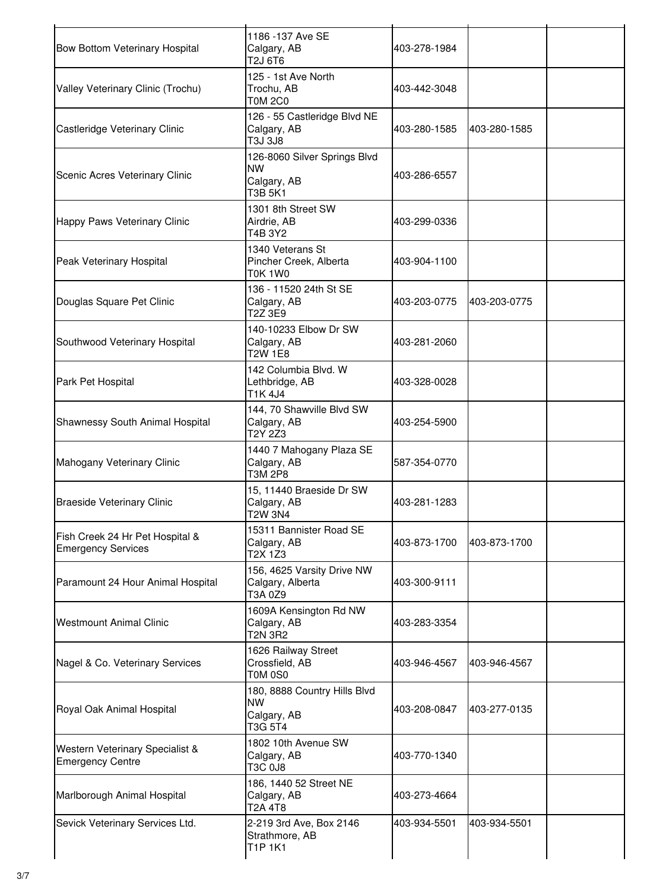| | | | | |
|---|---|---|---|---|
| Bow Bottom Veterinary Hospital | 1186 -137 Ave SE<br>Calgary, AB<br>T2J 6T6 | 403-278-1984 | | |
| Valley Veterinary Clinic (Trochu) | 125 - 1st Ave North<br>Trochu, AB<br>T0M 2C0 | 403-442-3048 | | |
| Castleridge Veterinary Clinic | 126 - 55 Castleridge Blvd NE<br>Calgary, AB<br>T3J 3J8 | 403-280-1585 | 403-280-1585 | |
| Scenic Acres Veterinary Clinic | 126-8060 Silver Springs Blvd NW<br>Calgary, AB<br>T3B 5K1 | 403-286-6557 | | |
| Happy Paws Veterinary Clinic | 1301 8th Street SW<br>Airdrie, AB<br>T4B 3Y2 | 403-299-0336 | | |
| Peak Veterinary Hospital | 1340 Veterans St<br>Pincher Creek, Alberta<br>T0K 1W0 | 403-904-1100 | | |
| Douglas Square Pet Clinic | 136 - 11520 24th St SE<br>Calgary, AB<br>T2Z 3E9 | 403-203-0775 | 403-203-0775 | |
| Southwood Veterinary Hospital | 140-10233 Elbow Dr SW<br>Calgary, AB<br>T2W 1E8 | 403-281-2060 | | |
| Park Pet Hospital | 142 Columbia Blvd. W<br>Lethbridge, AB<br>T1K 4J4 | 403-328-0028 | | |
| Shawnessy South Animal Hospital | 144, 70 Shawville Blvd SW<br>Calgary, AB<br>T2Y 2Z3 | 403-254-5900 | | |
| Mahogany Veterinary Clinic | 1440 7 Mahogany Plaza SE<br>Calgary, AB<br>T3M 2P8 | 587-354-0770 | | |
| Braeside Veterinary Clinic | 15, 11440 Braeside Dr SW<br>Calgary, AB<br>T2W 3N4 | 403-281-1283 | | |
| Fish Creek 24 Hr Pet Hospital & Emergency Services | 15311 Bannister Road SE<br>Calgary, AB<br>T2X 1Z3 | 403-873-1700 | 403-873-1700 | |
| Paramount 24 Hour Animal Hospital | 156, 4625 Varsity Drive NW<br>Calgary, Alberta<br>T3A 0Z9 | 403-300-9111 | | |
| Westmount Animal Clinic | 1609A Kensington Rd NW<br>Calgary, AB<br>T2N 3R2 | 403-283-3354 | | |
| Nagel & Co. Veterinary Services | 1626 Railway Street<br>Crossfield, AB<br>T0M 0S0 | 403-946-4567 | 403-946-4567 | |
| Royal Oak Animal Hospital | 180, 8888 Country Hills Blvd NW<br>Calgary, AB<br>T3G 5T4 | 403-208-0847 | 403-277-0135 | |
| Western Veterinary Specialist & Emergency Centre | 1802 10th Avenue SW<br>Calgary, AB<br>T3C 0J8 | 403-770-1340 | | |
| Marlborough Animal Hospital | 186, 1440 52 Street NE<br>Calgary, AB<br>T2A 4T8 | 403-273-4664 | | |
| Sevick Veterinary Services Ltd. | 2-219 3rd Ave, Box 2146<br>Strathmore, AB<br>T1P 1K1 | 403-934-5501 | 403-934-5501 | |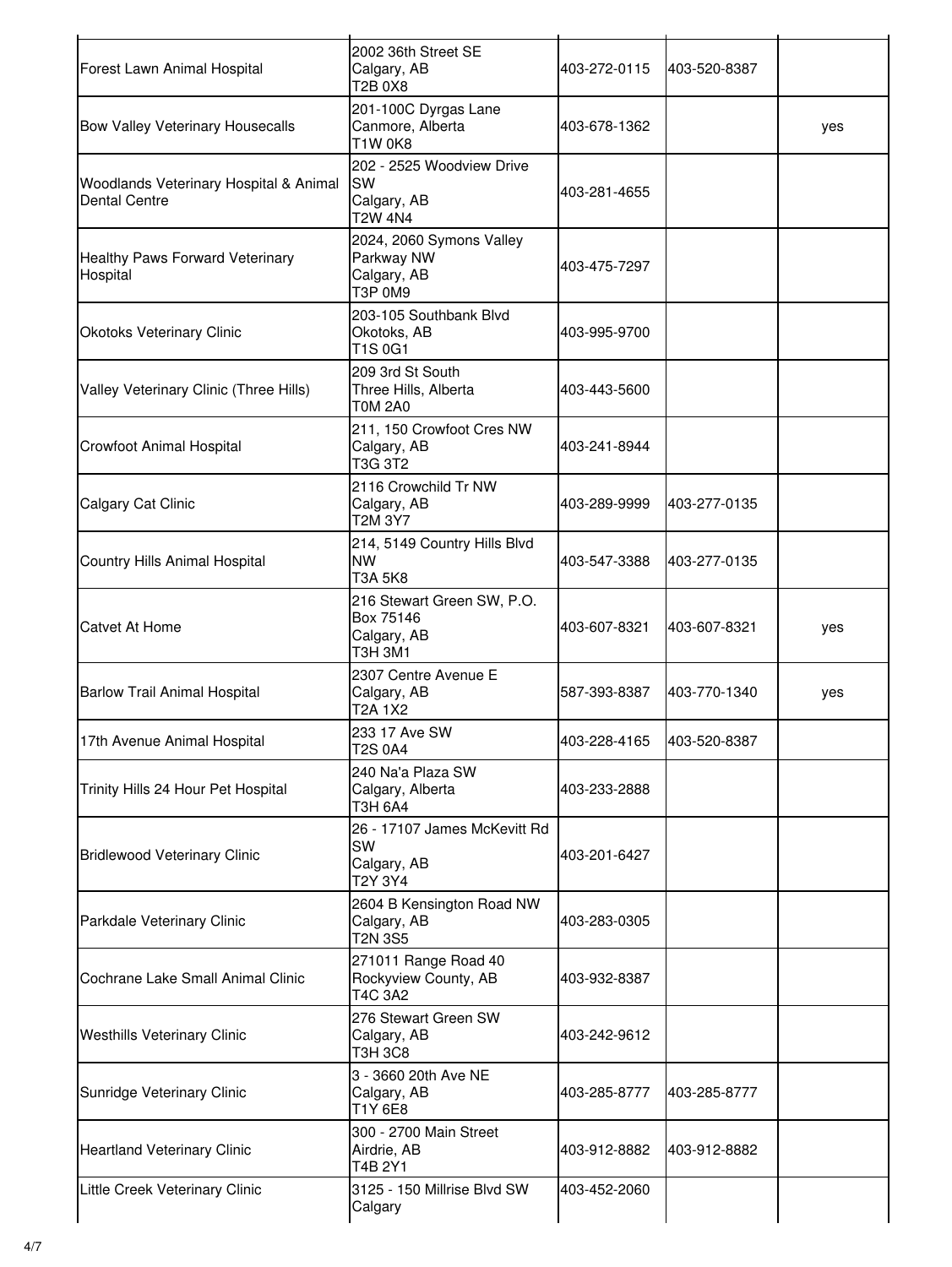| | | | | |
|---|---|---|---|---|
| Forest Lawn Animal Hospital | 2002 36th Street SE<br>Calgary, AB<br>T2B 0X8 | 403-272-0115 | 403-520-8387 | |
| Bow Valley Veterinary Housecalls | 201-100C Dyrgas Lane<br>Canmore, Alberta<br>T1W 0K8 | 403-678-1362 | | yes |
| Woodlands Veterinary Hospital & Animal Dental Centre | 202 - 2525 Woodview Drive SW<br>Calgary, AB<br>T2W 4N4 | 403-281-4655 | | |
| Healthy Paws Forward Veterinary Hospital | 2024, 2060 Symons Valley Parkway NW<br>Calgary, AB<br>T3P 0M9 | 403-475-7297 | | |
| Okotoks Veterinary Clinic | 203-105 Southbank Blvd<br>Okotoks, AB<br>T1S 0G1 | 403-995-9700 | | |
| Valley Veterinary Clinic (Three Hills) | 209 3rd St South<br>Three Hills, Alberta<br>T0M 2A0 | 403-443-5600 | | |
| Crowfoot Animal Hospital | 211, 150 Crowfoot Cres NW<br>Calgary, AB<br>T3G 3T2 | 403-241-8944 | | |
| Calgary Cat Clinic | 2116 Crowchild Tr NW<br>Calgary, AB<br>T2M 3Y7 | 403-289-9999 | 403-277-0135 | |
| Country Hills Animal Hospital | 214, 5149 Country Hills Blvd NW<br>T3A 5K8 | 403-547-3388 | 403-277-0135 | |
| Catvet At Home | 216 Stewart Green SW, P.O. Box 75146<br>Calgary, AB<br>T3H 3M1 | 403-607-8321 | 403-607-8321 | yes |
| Barlow Trail Animal Hospital | 2307 Centre Avenue E<br>Calgary, AB<br>T2A 1X2 | 587-393-8387 | 403-770-1340 | yes |
| 17th Avenue Animal Hospital | 233 17 Ave SW<br>T2S 0A4 | 403-228-4165 | 403-520-8387 | |
| Trinity Hills 24 Hour Pet Hospital | 240 Na'a Plaza SW<br>Calgary, Alberta<br>T3H 6A4 | 403-233-2888 | | |
| Bridlewood Veterinary Clinic | 26 - 17107 James McKevitt Rd SW<br>Calgary, AB<br>T2Y 3Y4 | 403-201-6427 | | |
| Parkdale Veterinary Clinic | 2604 B Kensington Road NW<br>Calgary, AB<br>T2N 3S5 | 403-283-0305 | | |
| Cochrane Lake Small Animal Clinic | 271011 Range Road 40<br>Rockyview County, AB<br>T4C 3A2 | 403-932-8387 | | |
| Westhills Veterinary Clinic | 276 Stewart Green SW<br>Calgary, AB<br>T3H 3C8 | 403-242-9612 | | |
| Sunridge Veterinary Clinic | 3 - 3660 20th Ave NE<br>Calgary, AB<br>T1Y 6E8 | 403-285-8777 | 403-285-8777 | |
| Heartland Veterinary Clinic | 300 - 2700 Main Street<br>Airdrie, AB<br>T4B 2Y1 | 403-912-8882 | 403-912-8882 | |
| Little Creek Veterinary Clinic | 3125 - 150 Millrise Blvd SW<br>Calgary | 403-452-2060 | | |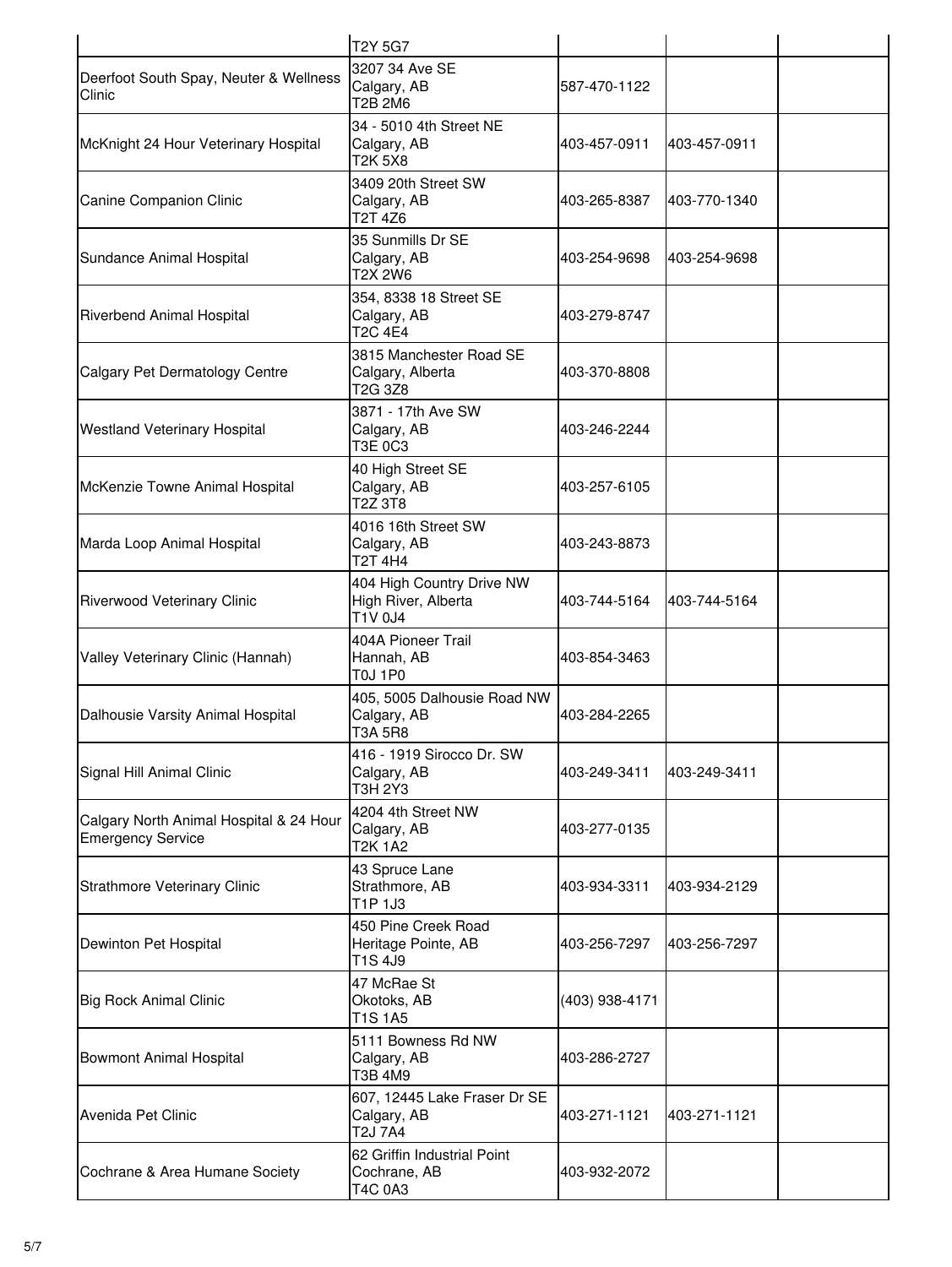| | | | | |
|---|---|---|---|---|
| | T2Y 5G7 | | | |
| Deerfoot South Spay, Neuter & Wellness Clinic | 3207 34 Ave SE<br>Calgary, AB<br>T2B 2M6 | 587-470-1122 | | |
| McKnight 24 Hour Veterinary Hospital | 34 - 5010 4th Street NE<br>Calgary, AB<br>T2K 5X8 | 403-457-0911 | 403-457-0911 | |
| Canine Companion Clinic | 3409 20th Street SW<br>Calgary, AB<br>T2T 4Z6 | 403-265-8387 | 403-770-1340 | |
| Sundance Animal Hospital | 35 Sunmills Dr SE<br>Calgary, AB<br>T2X 2W6 | 403-254-9698 | 403-254-9698 | |
| Riverbend Animal Hospital | 354, 8338 18 Street SE<br>Calgary, AB<br>T2C 4E4 | 403-279-8747 | | |
| Calgary Pet Dermatology Centre | 3815 Manchester Road SE<br>Calgary, Alberta<br>T2G 3Z8 | 403-370-8808 | | |
| Westland Veterinary Hospital | 3871 - 17th Ave SW<br>Calgary, AB<br>T3E 0C3 | 403-246-2244 | | |
| McKenzie Towne Animal Hospital | 40 High Street SE<br>Calgary, AB<br>T2Z 3T8 | 403-257-6105 | | |
| Marda Loop Animal Hospital | 4016 16th Street SW<br>Calgary, AB<br>T2T 4H4 | 403-243-8873 | | |
| Riverwood Veterinary Clinic | 404 High Country Drive NW<br>High River, Alberta<br>T1V 0J4 | 403-744-5164 | 403-744-5164 | |
| Valley Veterinary Clinic (Hannah) | 404A Pioneer Trail<br>Hannah, AB<br>T0J 1P0 | 403-854-3463 | | |
| Dalhousie Varsity Animal Hospital | 405, 5005 Dalhousie Road NW<br>Calgary, AB<br>T3A 5R8 | 403-284-2265 | | |
| Signal Hill Animal Clinic | 416 - 1919 Sirocco Dr. SW<br>Calgary, AB<br>T3H 2Y3 | 403-249-3411 | 403-249-3411 | |
| Calgary North Animal Hospital & 24 Hour Emergency Service | 4204 4th Street NW<br>Calgary, AB<br>T2K 1A2 | 403-277-0135 | | |
| Strathmore Veterinary Clinic | 43 Spruce Lane<br>Strathmore, AB<br>T1P 1J3 | 403-934-3311 | 403-934-2129 | |
| Dewinton Pet Hospital | 450 Pine Creek Road<br>Heritage Pointe, AB<br>T1S 4J9 | 403-256-7297 | 403-256-7297 | |
| Big Rock Animal Clinic | 47 McRae St<br>Okotoks, AB<br>T1S 1A5 | (403) 938-4171 | | |
| Bowmont Animal Hospital | 5111 Bowness Rd NW<br>Calgary, AB<br>T3B 4M9 | 403-286-2727 | | |
| Avenida Pet Clinic | 607, 12445 Lake Fraser Dr SE<br>Calgary, AB<br>T2J 7A4 | 403-271-1121 | 403-271-1121 | |
| Cochrane & Area Humane Society | 62 Griffin Industrial Point<br>Cochrane, AB<br>T4C 0A3 | 403-932-2072 | | |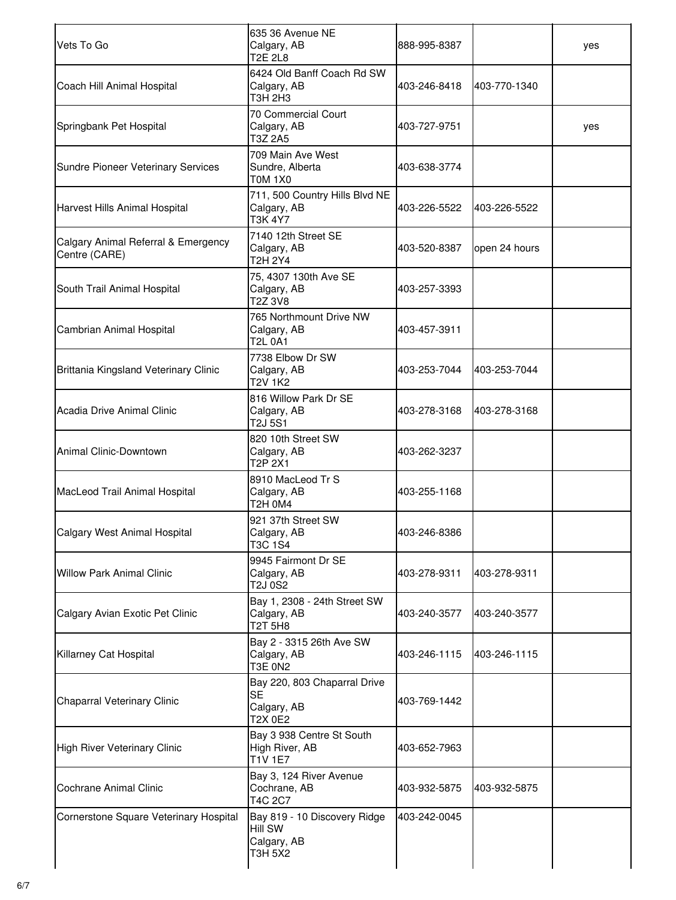| | | | | |
|---|---|---|---|---|
| Vets To Go | 635 36 Avenue NE<br>Calgary, AB<br>T2E 2L8 | 888-995-8387 | | yes |
| Coach Hill Animal Hospital | 6424 Old Banff Coach Rd SW<br>Calgary, AB<br>T3H 2H3 | 403-246-8418 | 403-770-1340 | |
| Springbank Pet Hospital | 70 Commercial Court<br>Calgary, AB<br>T3Z 2A5 | 403-727-9751 | | yes |
| Sundre Pioneer Veterinary Services | 709 Main Ave West<br>Sundre, Alberta<br>T0M 1X0 | 403-638-3774 | | |
| Harvest Hills Animal Hospital | 711, 500 Country Hills Blvd NE<br>Calgary, AB<br>T3K 4Y7 | 403-226-5522 | 403-226-5522 | |
| Calgary Animal Referral & Emergency Centre (CARE) | 7140 12th Street SE<br>Calgary, AB<br>T2H 2Y4 | 403-520-8387 | open 24 hours | |
| South Trail Animal Hospital | 75, 4307 130th Ave SE<br>Calgary, AB<br>T2Z 3V8 | 403-257-3393 | | |
| Cambrian Animal Hospital | 765 Northmount Drive NW<br>Calgary, AB<br>T2L 0A1 | 403-457-3911 | | |
| Brittania Kingsland Veterinary Clinic | 7738 Elbow Dr SW<br>Calgary, AB<br>T2V 1K2 | 403-253-7044 | 403-253-7044 | |
| Acadia Drive Animal Clinic | 816 Willow Park Dr SE<br>Calgary, AB<br>T2J 5S1 | 403-278-3168 | 403-278-3168 | |
| Animal Clinic-Downtown | 820 10th Street SW<br>Calgary, AB<br>T2P 2X1 | 403-262-3237 | | |
| MacLeod Trail Animal Hospital | 8910 MacLeod Tr S<br>Calgary, AB<br>T2H 0M4 | 403-255-1168 | | |
| Calgary West Animal Hospital | 921 37th Street SW<br>Calgary, AB<br>T3C 1S4 | 403-246-8386 | | |
| Willow Park Animal Clinic | 9945 Fairmont Dr SE<br>Calgary, AB<br>T2J 0S2 | 403-278-9311 | 403-278-9311 | |
| Calgary Avian Exotic Pet Clinic | Bay 1, 2308 - 24th Street SW<br>Calgary, AB<br>T2T 5H8 | 403-240-3577 | 403-240-3577 | |
| Killarney Cat Hospital | Bay 2 - 3315 26th Ave SW<br>Calgary, AB<br>T3E 0N2 | 403-246-1115 | 403-246-1115 | |
| Chaparral Veterinary Clinic | Bay 220, 803 Chaparral Drive SE<br>Calgary, AB<br>T2X 0E2 | 403-769-1442 | | |
| High River Veterinary Clinic | Bay 3 938 Centre St South<br>High River, AB<br>T1V 1E7 | 403-652-7963 | | |
| Cochrane Animal Clinic | Bay 3, 124 River Avenue<br>Cochrane, AB<br>T4C 2C7 | 403-932-5875 | 403-932-5875 | |
| Cornerstone Square Veterinary Hospital | Bay 819 - 10 Discovery Ridge Hill SW<br>Calgary, AB<br>T3H 5X2 | 403-242-0045 | | |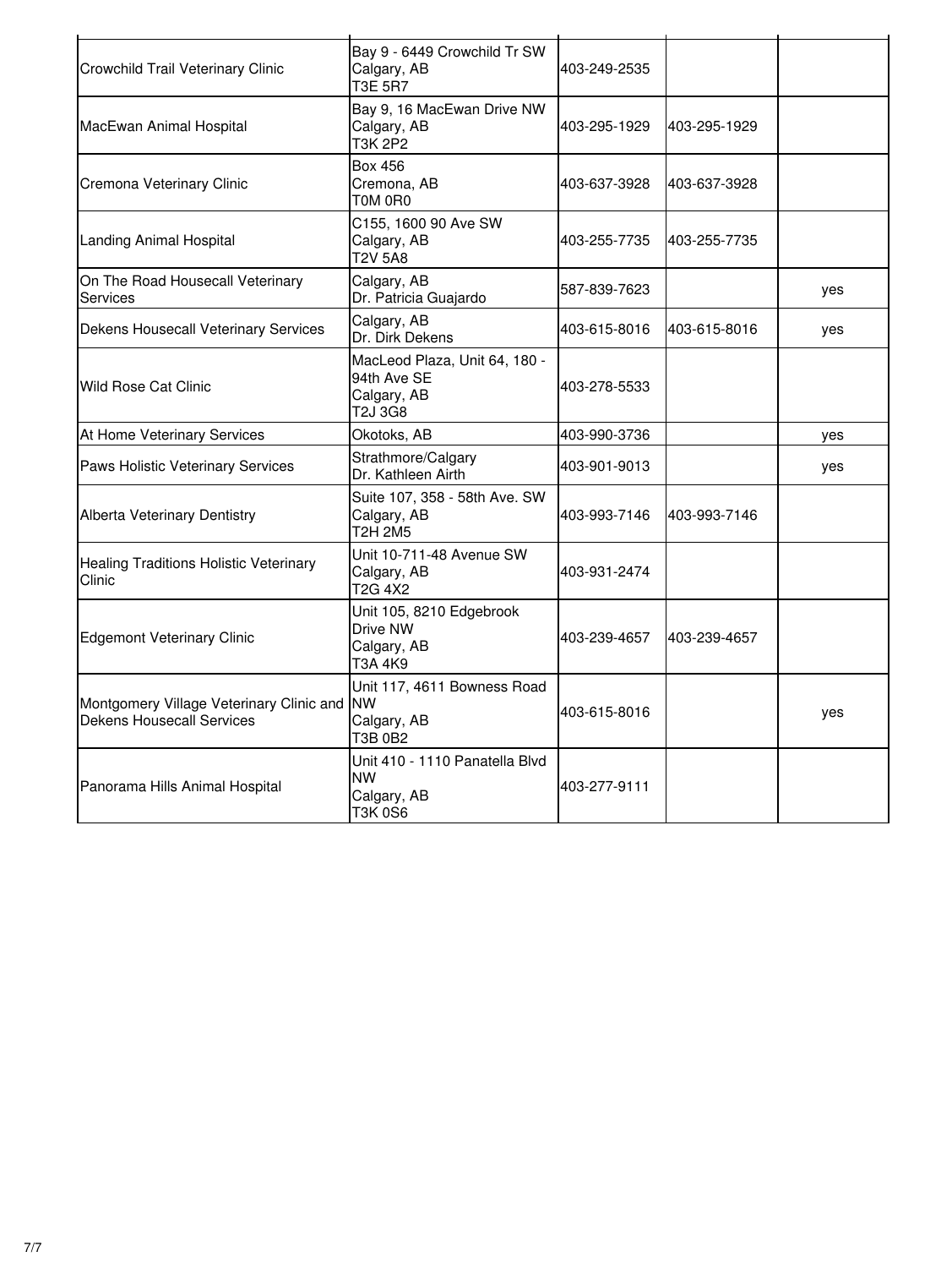| | | | | |
|---|---|---|---|---|
| Crowchild Trail Veterinary Clinic | Bay 9 - 6449 Crowchild Tr SW Calgary, AB T3E 5R7 | 403-249-2535 | | |
| MacEwan Animal Hospital | Bay 9, 16 MacEwan Drive NW Calgary, AB T3K 2P2 | 403-295-1929 | 403-295-1929 | |
| Cremona Veterinary Clinic | Box 456 Cremona, AB T0M 0R0 | 403-637-3928 | 403-637-3928 | |
| Landing Animal Hospital | C155, 1600 90 Ave SW Calgary, AB T2V 5A8 | 403-255-7735 | 403-255-7735 | |
| On The Road Housecall Veterinary Services | Calgary, AB Dr. Patricia Guajardo | 587-839-7623 | | yes |
| Dekens Housecall Veterinary Services | Calgary, AB Dr. Dirk Dekens | 403-615-8016 | 403-615-8016 | yes |
| Wild Rose Cat Clinic | MacLeod Plaza, Unit 64, 180 - 94th Ave SE Calgary, AB T2J 3G8 | 403-278-5533 | | |
| At Home Veterinary Services | Okotoks, AB | 403-990-3736 | | yes |
| Paws Holistic Veterinary Services | Strathmore/Calgary Dr. Kathleen Airth | 403-901-9013 | | yes |
| Alberta Veterinary Dentistry | Suite 107, 358 - 58th Ave. SW Calgary, AB T2H 2M5 | 403-993-7146 | 403-993-7146 | |
| Healing Traditions Holistic Veterinary Clinic | Unit 10-711-48 Avenue SW Calgary, AB T2G 4X2 | 403-931-2474 | | |
| Edgemont Veterinary Clinic | Unit 105, 8210 Edgebrook Drive NW Calgary, AB T3A 4K9 | 403-239-4657 | 403-239-4657 | |
| Montgomery Village Veterinary Clinic and Dekens Housecall Services | Unit 117, 4611 Bowness Road NW Calgary, AB T3B 0B2 | 403-615-8016 | | yes |
| Panorama Hills Animal Hospital | Unit 410 - 1110 Panatella Blvd NW Calgary, AB T3K 0S6 | 403-277-9111 | | |